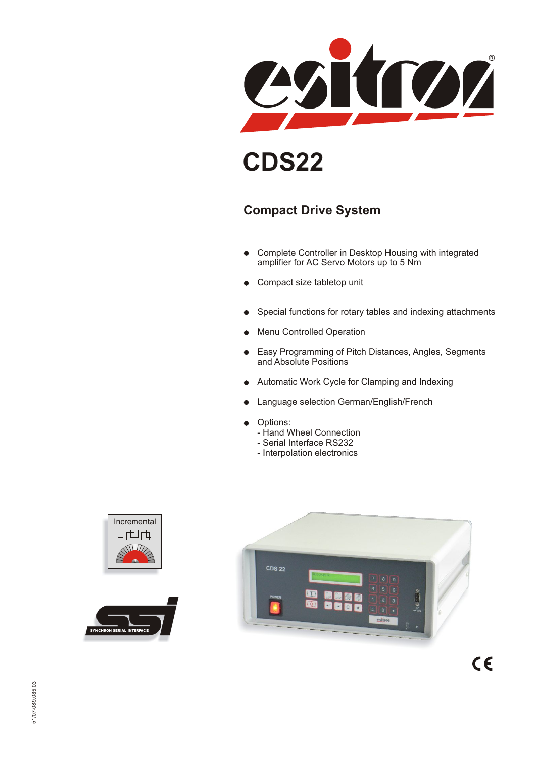# CDS22

## Compact Drive System

- Complete Controller in Desktop Housing with integrated amplifier for AC Servo Motors up to 5 Nm
- Compact size tabletop unit
- Special functions for rotary tables and indexing attachments
- Menu Controlled Operation
- Easy Programming of Pitch Distances, Angles, Segments and Absolute Positions
- Automatic Work Cycle for Clamping and Indexing
- Language selection German/English/French
- Options:
  - Hand Wheel Connection
  - Serial Interface RS232
  - Interpolation electronics

Incremental

SYNCHRON SERIAL INTERFACE

51/07-089.085.03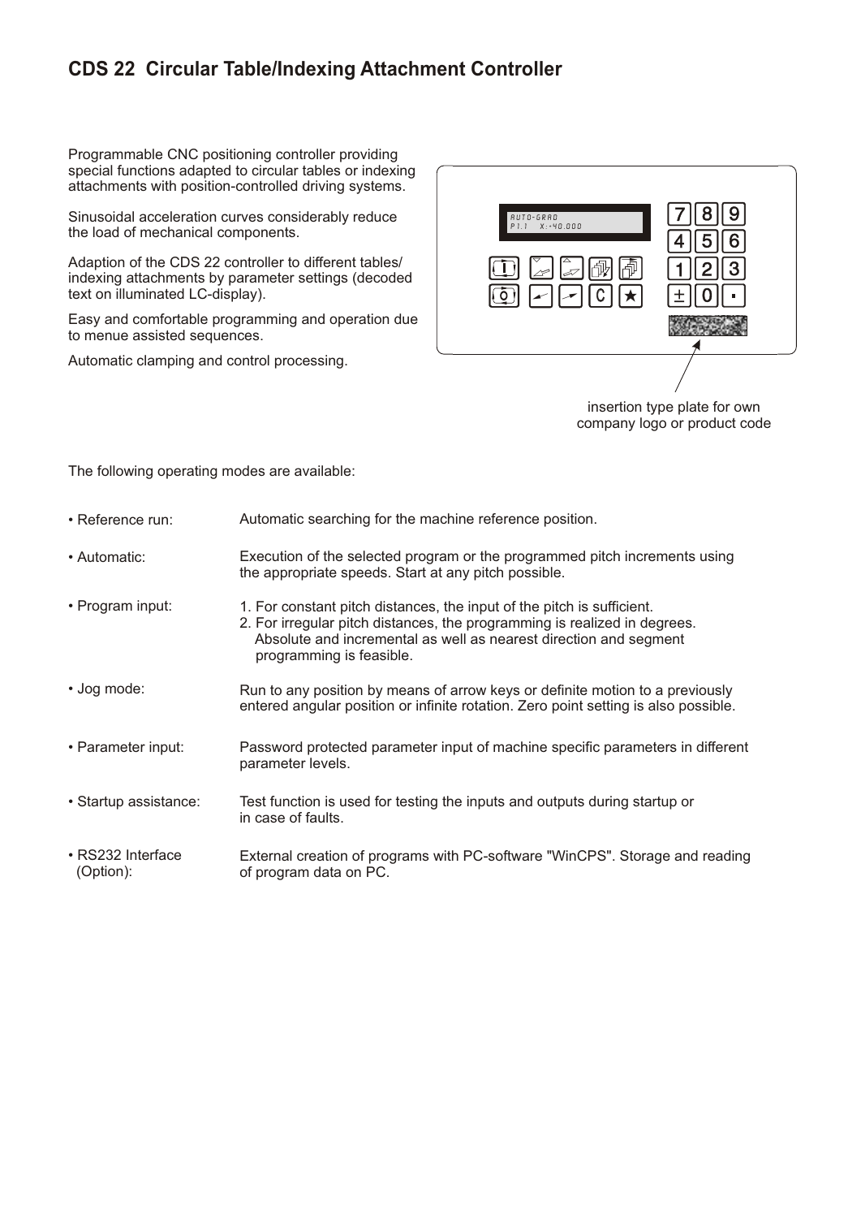## CDS 22 Circular Table/Indexing Attachment Controller

Programmable CNC positioning controller providing special functions adapted to circular tables or indexing attachments with position-controlled driving systems.

Sinusoidal acceleration curves considerably reduce the load of mechanical components.

Adaption of the CDS 22 controller to different tables/ indexing attachments by parameter settings (decoded text on illuminated LC-display).

Easy and comfortable programming and operation due to menue assisted sequences.

Automatic clamping and control processing.

AUTO-GRAD
P1.1 X:-40.000

insertion type plate for own company logo or product code

The following operating modes are available:

| | |
|---|---|
| • Reference run: | Automatic searching for the machine reference position. |
| • Automatic: | Execution of the selected program or the programmed pitch increments using the appropriate speeds. Start at any pitch possible. |
| • Program input: | 1. For constant pitch distances, the input of the pitch is sufficient.<br>2. For irregular pitch distances, the programming is realized in degrees. Absolute and incremental as well as nearest direction and segment programming is feasible. |
| • Jog mode: | Run to any position by means of arrow keys or definite motion to a previously entered angular position or infinite rotation. Zero point setting is also possible. |
| • Parameter input: | Password protected parameter input of machine specific parameters in different parameter levels. |
| • Startup assistance: | Test function is used for testing the inputs and outputs during startup or in case of faults. |
| • RS232 Interface (Option): | External creation of programs with PC-software "WinCPS". Storage and reading of program data on PC. |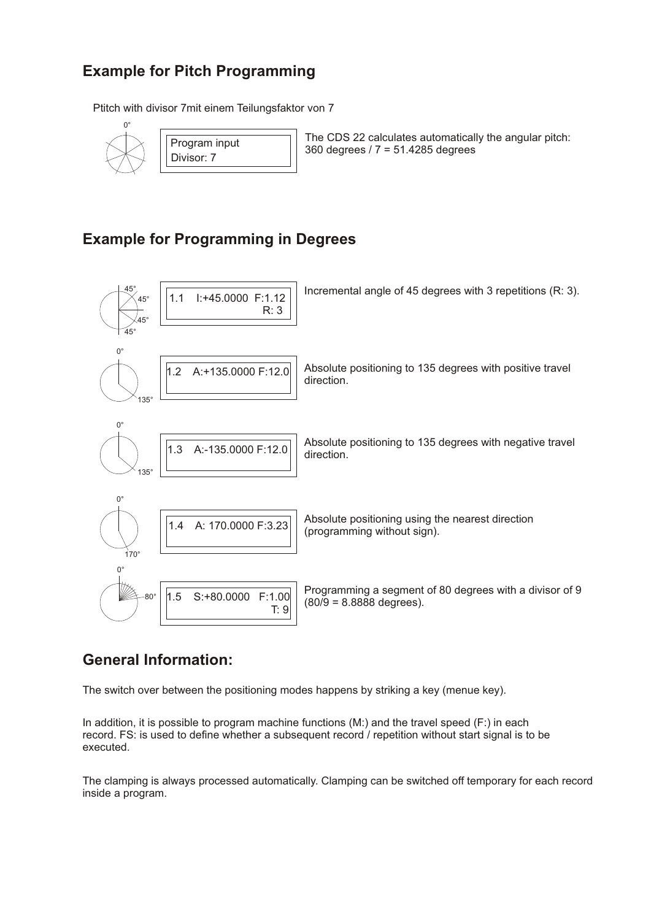## Example for Pitch Programming

Ptitch with divisor 7mit einem Teilungsfaktor von 7

```
Program input
Divisor: 7
```

The CDS 22 calculates automatically the angular pitch:
360 degrees / 7 = 51.4285 degrees

## Example for Programming in Degrees

```
1.1    I:+45.0000  F:1.12
                       R: 3
```

Incremental angle of 45 degrees with 3 repetitions (R: 3).

```
1.2   A:+135.0000 F:12.0
```

Absolute positioning to 135 degrees with positive travel direction.

```
1.3   A:-135.0000 F:12.0
```

Absolute positioning to 135 degrees with negative travel direction.

```
1.4   A: 170.0000 F:3.23
```

Absolute positioning using the nearest direction (programming without sign).

```
1.5   S:+80.0000   F:1.00
                       T: 9
```

Programming a segment of 80 degrees with a divisor of 9 (80/9 = 8.8888 degrees).

## General Information:

The switch over between the positioning modes happens by striking a key (menue key).

In addition, it is possible to program machine functions (M:) and the travel speed (F:) in each record. FS: is used to define whether a subsequent record / repetition without start signal is to be executed.

The clamping is always processed automatically. Clamping can be switched off temporary for each record inside a program.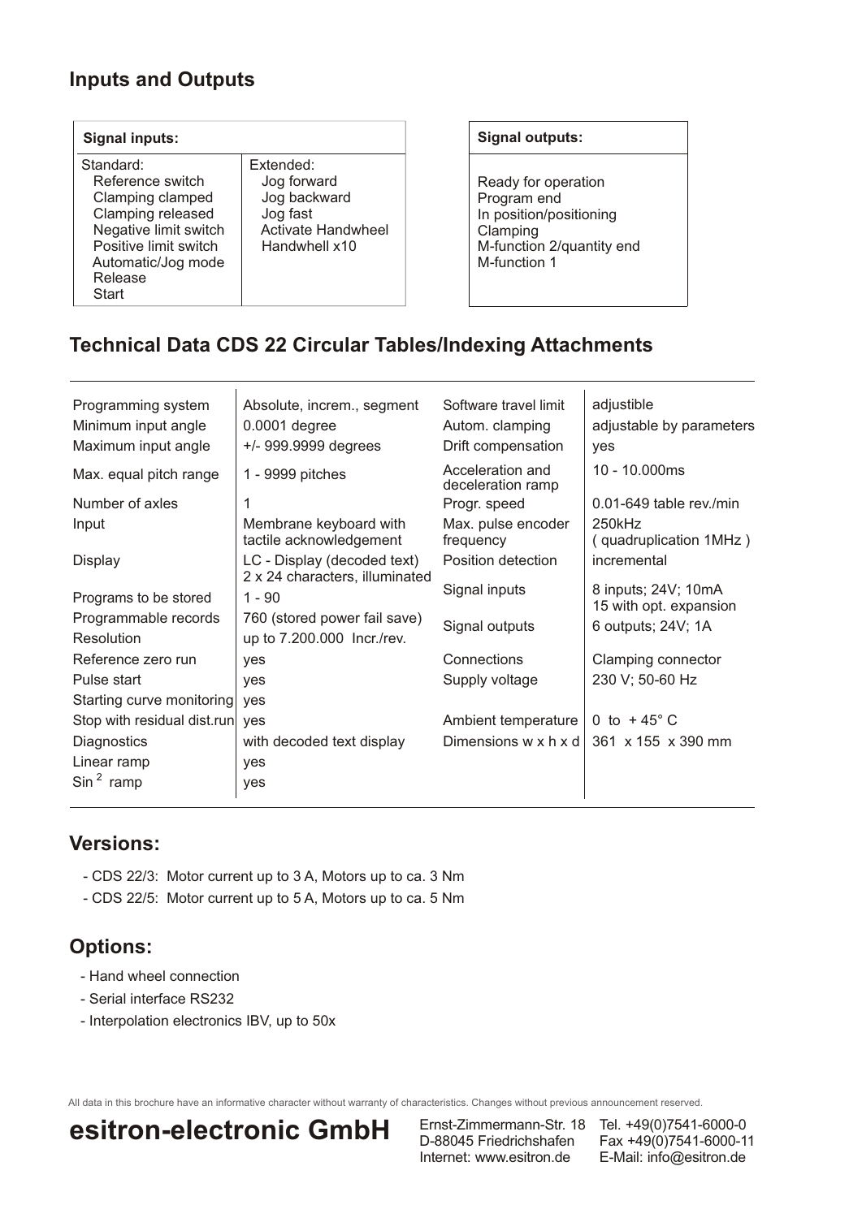## Inputs and Outputs

| **Signal inputs:** | |
|---|---|
| Standard:<br>Reference switch<br>Clamping clamped<br>Clamping released<br>Negative limit switch<br>Positive limit switch<br>Automatic/Jog mode<br>Release<br>Start | Extended:<br>Jog forward<br>Jog backward<br>Jog fast<br>Activate Handwheel<br>Handwhell x10 |

| **Signal outputs:** |
|---|
| Ready for operation<br>Program end<br>In position/positioning<br>Clamping<br>M-function 2/quantity end<br>M-function 1 |

## Technical Data CDS 22 Circular Tables/Indexing Attachments

| | | | |
|---|---|---|---|
| Programming system | Absolute, increm., segment | Software travel limit | adjustible |
| Minimum input angle | 0.0001 degree | Autom. clamping | adjustable by parameters |
| Maximum input angle | +/- 999.9999 degrees | Drift compensation | yes |
| Max. equal pitch range | 1 - 9999 pitches | Acceleration and deceleration ramp | 10 - 10.000ms |
| Number of axles | 1 | Progr. speed | 0.01-649 table rev./min |
| Input | Membrane keyboard with tactile acknowledgement | Max. pulse encoder frequency | 250kHz ( quadruplication 1MHz ) |
| Display | LC - Display (decoded text) 2 x 24 characters, illuminated | Position detection | incremental |
| Programs to be stored | 1 - 90 | Signal inputs | 8 inputs; 24V; 10mA 15 with opt. expansion |
| Programmable records | 760 (stored power fail save) | Signal outputs | 6 outputs; 24V; 1A |
| Resolution | up to 7.200.000 Incr./rev. | | |
| Reference zero run | yes | Connections | Clamping connector |
| Pulse start | yes | Supply voltage | 230 V; 50-60 Hz |
| Starting curve monitoring | yes | | |
| Stop with residual dist.run | yes | Ambient temperature | 0 to + 45° C |
| Diagnostics | with decoded text display | Dimensions w x h x d | 361 x 155 x 390 mm |
| Linear ramp | yes | | |
| $\sin^2$ ramp | yes | | |

## Versions:

- CDS 22/3: Motor current up to 3 A, Motors up to ca. 3 Nm
- CDS 22/5: Motor current up to 5 A, Motors up to ca. 5 Nm

## Options:

- Hand wheel connection
- Serial interface RS232
- Interpolation electronics IBV, up to 50x

All data in this brochure have an informative character without warranty of characteristics. Changes without previous announcement reserved.

**esitron-electronic GmbH**

Ernst-Zimmermann-Str. 18
D-88045 Friedrichshafen
Internet: www.esitron.de

Tel. +49(0)7541-6000-0
Fax +49(0)7541-6000-11
E-Mail: info@esitron.de